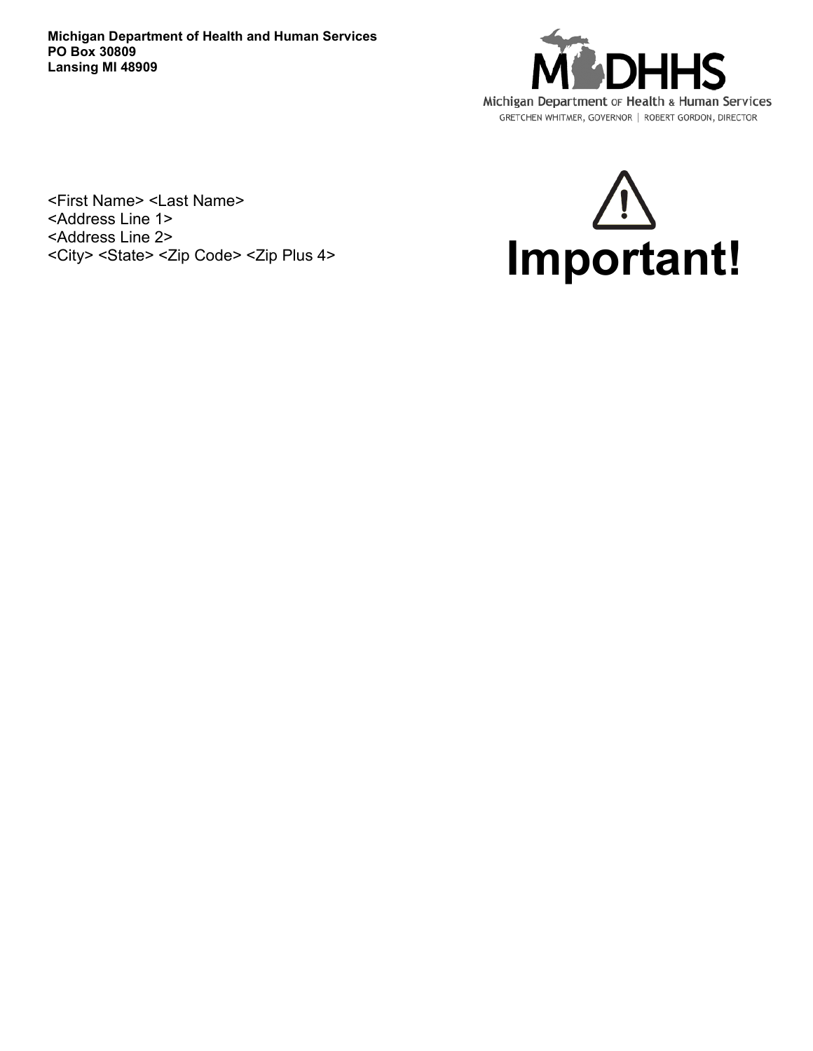**Michigan Department of Health and Human Services**
**PO Box 30809**
**Lansing MI 48909**

MDHHS
Michigan Department of Health & Human Services
GRETCHEN WHITMER, GOVERNOR | ROBERT GORDON, DIRECTOR

<First Name> <Last Name>
<Address Line 1>
<Address Line 2>
<City> <State> <Zip Code> <Zip Plus 4>

# ⚠ Important!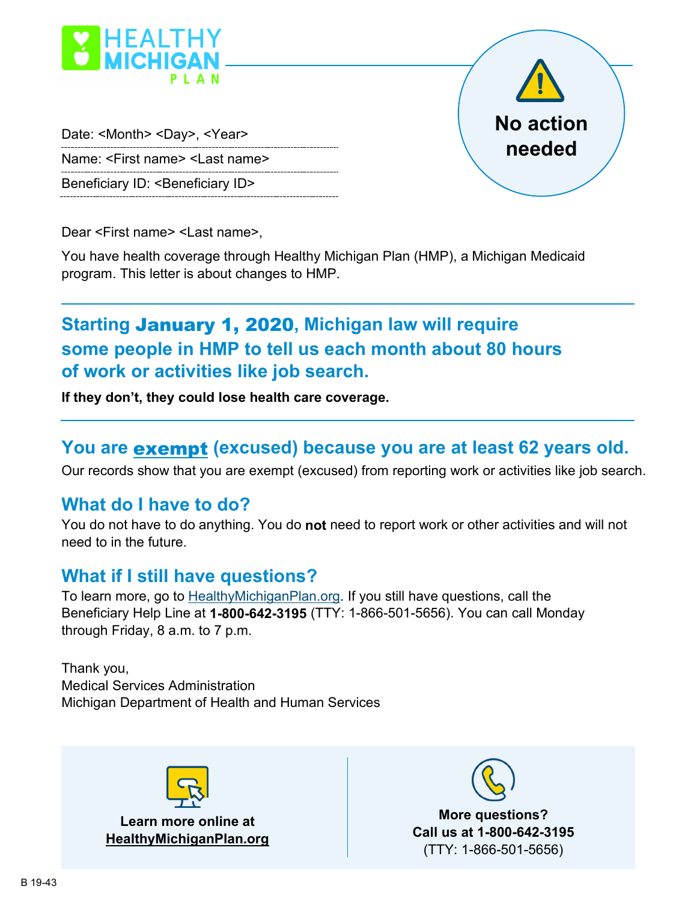**HEALTHY MICHIGAN PLAN**

**No action needed**

Date: <Month> <Day>, <Year>

Name: <First name> <Last name>

Beneficiary ID: <Beneficiary ID>

Dear <First name> <Last name>,

You have health coverage through Healthy Michigan Plan (HMP), a Michigan Medicaid program. This letter is about changes to HMP.

## Starting January 1, 2020, Michigan law will require some people in HMP to tell us each month about 80 hours of work or activities like job search.

**If they don't, they could lose health care coverage.**

## You are exempt (excused) because you are at least 62 years old.

Our records show that you are exempt (excused) from reporting work or activities like job search.

## What do I have to do?

You do not have to do anything. You do **not** need to report work or other activities and will not need to in the future.

## What if I still have questions?

To learn more, go to HealthyMichiganPlan.org. If you still have questions, call the Beneficiary Help Line at **1-800-642-3195** (TTY: 1-866-501-5656). You can call Monday through Friday, 8 a.m. to 7 p.m.

Thank you,
Medical Services Administration
Michigan Department of Health and Human Services

**Learn more online at HealthyMichiganPlan.org**

**More questions? Call us at 1-800-642-3195**
(TTY: 1-866-501-5656)

B 19-43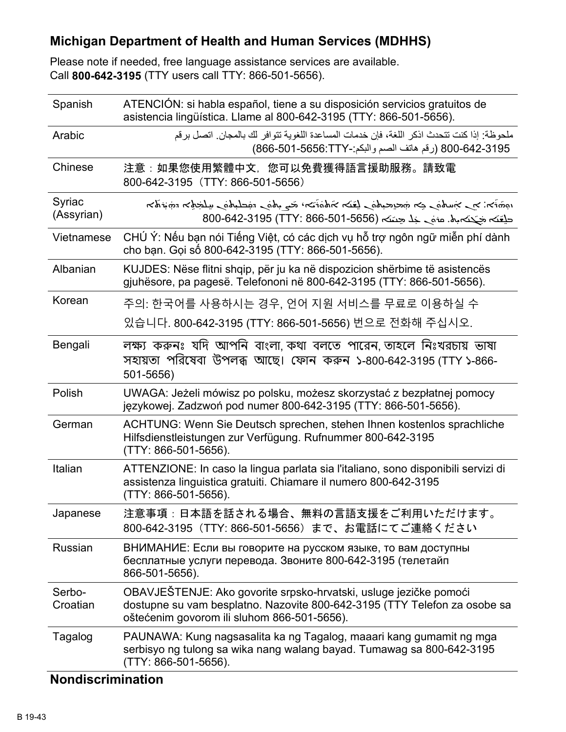## Michigan Department of Health and Human Services (MDHHS)

Please note if needed, free language assistance services are available.
Call **800-642-3195** (TTY users call TTY: 866-501-5656).

| | |
|---|---|
| Spanish | ATENCIÓN: si habla español, tiene a su disposición servicios gratuitos de asistencia lingüística. Llame al 800-642-3195 (TTY: 866-501-5656). |
| Arabic | ملحوظة: إذا كنت تتحدث اذكر اللغة، فإن خدمات المساعدة اللغوية تتوافر لك بالمجان. اتصل برقم 800-642-3195 (رقم هاتف الصم والبكم:-TTY:866-501-5656) |
| Chinese | 注意：如果您使用繁體中文，您可以免費獲得語言援助服務。請致電 800-642-3195（TTY: 866-501-5656） |
| Syriac (Assyrian) | ܙܘܗܪܐ: ܐܢ ܐܢܬ ܟܐ ܡܨܚܒܬ ܠܫܢܐ ܐܬܘܪܝܐ، ܟܐ ܡܫܬܟܚܝ ܠܘܟ ܬܫܡܫܬ̈ܐ ܕܗܝܪܬܐ ܒܠܫܢܐ ܡܓܢܐܝܬ. ܩܪܝ ܥܠ ܡܢܝܢܐ 800-642-3195 (TTY: 866-501-5656) |
| Vietnamese | CHÚ Ý: Nếu bạn nói Tiếng Việt, có các dịch vụ hỗ trợ ngôn ngữ miễn phí dành cho bạn. Gọi số 800-642-3195 (TTY: 866-501-5656). |
| Albanian | KUJDES: Nëse flitni shqip, për ju ka në dispozicion shërbime të asistencës gjuhësore, pa pagesë. Telefononi në 800-642-3195 (TTY: 866-501-5656). |
| Korean | 주의: 한국어를 사용하시는 경우, 언어 지원 서비스를 무료로 이용하실 수 있습니다. 800-642-3195 (TTY: 866-501-5656) 번으로 전화해 주십시오. |
| Bengali | লক্ষ্য করুনঃ যদি আপনি বাংলা, কথা বলতে পারেন, তাহলে নিঃখরচায় ভাষা সহায়তা পরিষেবা উপলব্ধ আছে। ফোন করুন ১-800-642-3195 (TTY ১-866-501-5656) |
| Polish | UWAGA: Jeżeli mówisz po polsku, możesz skorzystać z bezpłatnej pomocy językowej. Zadzwoń pod numer 800-642-3195 (TTY: 866-501-5656). |
| German | ACHTUNG: Wenn Sie Deutsch sprechen, stehen Ihnen kostenlos sprachliche Hilfsdienstleistungen zur Verfügung. Rufnummer 800-642-3195 (TTY: 866-501-5656). |
| Italian | ATTENZIONE: In caso la lingua parlata sia l'italiano, sono disponibili servizi di assistenza linguistica gratuiti. Chiamare il numero 800-642-3195 (TTY: 866-501-5656). |
| Japanese | 注意事項：日本語を話される場合、無料の言語支援をご利用いただけます。800-642-3195（TTY: 866-501-5656）まで、お電話にてご連絡ください |
| Russian | ВНИМАНИЕ: Если вы говорите на русском языке, то вам доступны бесплатные услуги перевода. Звоните 800-642-3195 (телетайп 866-501-5656). |
| Serbo-Croatian | OBAVJEŠTENJE: Ako govorite srpsko-hrvatski, usluge jezičke pomoći dostupne su vam besplatno. Nazovite 800-642-3195 (TTY Telefon za osobe sa oštećenim govorom ili sluhom 866-501-5656). |
| Tagalog | PAUNAWA: Kung nagsasalita ka ng Tagalog, maaari kang gumamit ng mga serbisyo ng tulong sa wika nang walang bayad. Tumawag sa 800-642-3195 (TTY: 866-501-5656). |

## Nondiscrimination

B 19-43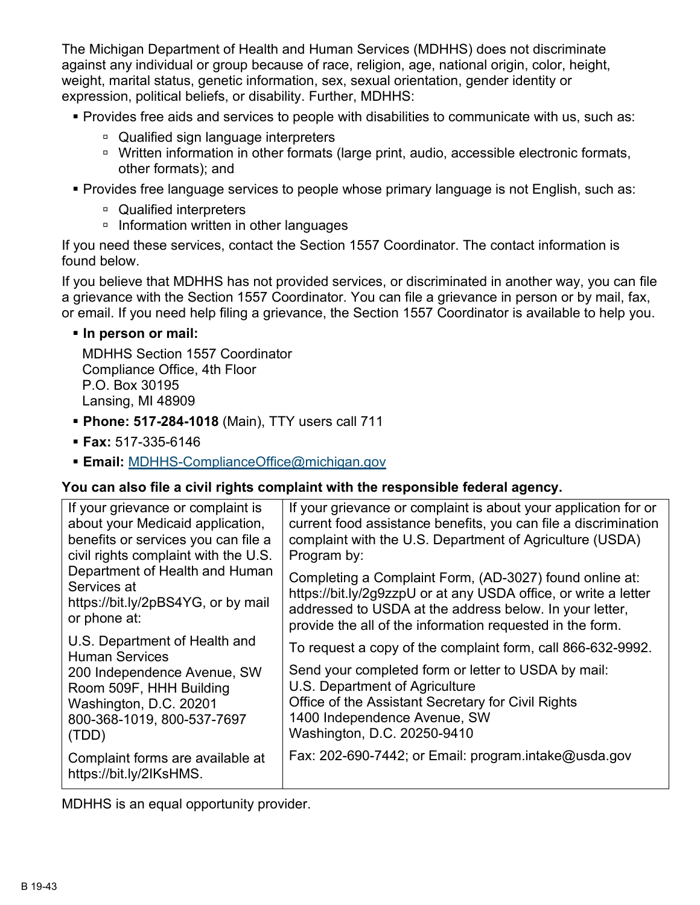The Michigan Department of Health and Human Services (MDHHS) does not discriminate against any individual or group because of race, religion, age, national origin, color, height, weight, marital status, genetic information, sex, sexual orientation, gender identity or expression, political beliefs, or disability. Further, MDHHS:

- Provides free aids and services to people with disabilities to communicate with us, such as:
  - Qualified sign language interpreters
  - Written information in other formats (large print, audio, accessible electronic formats, other formats); and
- Provides free language services to people whose primary language is not English, such as:
  - Qualified interpreters
  - Information written in other languages

If you need these services, contact the Section 1557 Coordinator. The contact information is found below.

If you believe that MDHHS has not provided services, or discriminated in another way, you can file a grievance with the Section 1557 Coordinator. You can file a grievance in person or by mail, fax, or email. If you need help filing a grievance, the Section 1557 Coordinator is available to help you.

- **In person or mail:**
  MDHHS Section 1557 Coordinator
  Compliance Office, 4th Floor
  P.O. Box 30195
  Lansing, MI 48909
- **Phone: 517-284-1018** (Main), TTY users call 711
- **Fax:** 517-335-6146
- **Email:** MDHHS-ComplianceOffice@michigan.gov

**You can also file a civil rights complaint with the responsible federal agency.**

| | |
|---|---|
| If your grievance or complaint is about your Medicaid application, benefits or services you can file a civil rights complaint with the U.S. Department of Health and Human Services at https://bit.ly/2pBS4YG, or by mail or phone at:<br><br>U.S. Department of Health and Human Services<br>200 Independence Avenue, SW<br>Room 509F, HHH Building<br>Washington, D.C. 20201<br>800-368-1019, 800-537-7697 (TDD)<br><br>Complaint forms are available at https://bit.ly/2IKsHMS. | If your grievance or complaint is about your application for or current food assistance benefits, you can file a discrimination complaint with the U.S. Department of Agriculture (USDA) Program by:<br><br>Completing a Complaint Form, (AD-3027) found online at: https://bit.ly/2g9zzpU or at any USDA office, or write a letter addressed to USDA at the address below. In your letter, provide the all of the information requested in the form.<br><br>To request a copy of the complaint form, call 866-632-9992.<br><br>Send your completed form or letter to USDA by mail:<br>U.S. Department of Agriculture<br>Office of the Assistant Secretary for Civil Rights<br>1400 Independence Avenue, SW<br>Washington, D.C. 20250-9410<br><br>Fax: 202-690-7442; or Email: program.intake@usda.gov |

MDHHS is an equal opportunity provider.

B 19-43